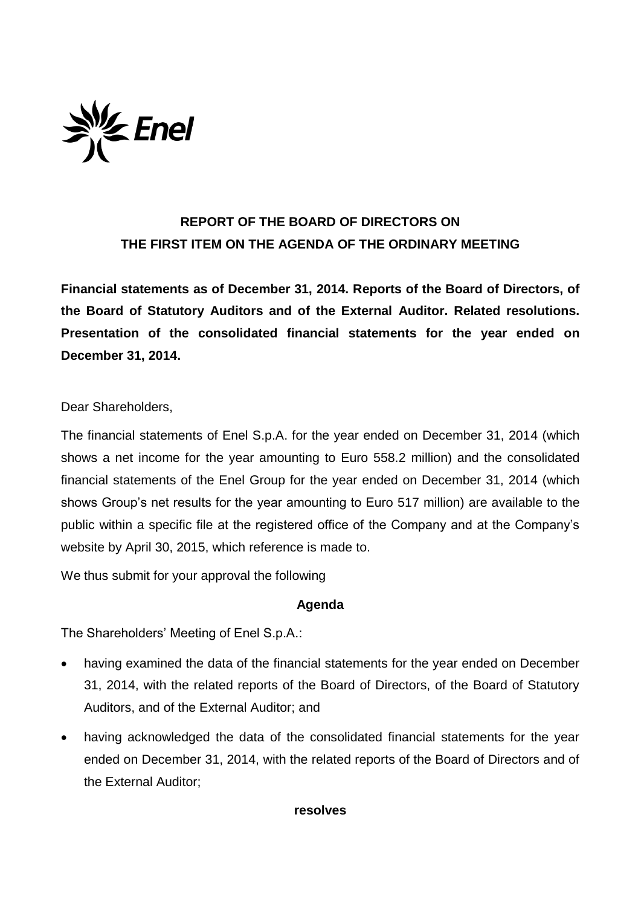# REPORT OF THE BOARD OF DIRECTORS ON THE FIRST ITEM ON THE AGENDA OF THE ORDINARY MEETING

**Financial statements as of December 31, 2014. Reports of the Board of Directors, of the Board of Statutory Auditors and of the External Auditor. Related resolutions. Presentation of the consolidated financial statements for the year ended on December 31, 2014.**

Dear Shareholders,

The financial statements of Enel S.p.A. for the year ended on December 31, 2014 (which shows a net income for the year amounting to Euro 558.2 million) and the consolidated financial statements of the Enel Group for the year ended on December 31, 2014 (which shows Group's net results for the year amounting to Euro 517 million) are available to the public within a specific file at the registered office of the Company and at the Company's website by April 30, 2015, which reference is made to.

We thus submit for your approval the following

**Agenda**

The Shareholders' Meeting of Enel S.p.A.:

- having examined the data of the financial statements for the year ended on December 31, 2014, with the related reports of the Board of Directors, of the Board of Statutory Auditors, and of the External Auditor; and
- having acknowledged the data of the consolidated financial statements for the year ended on December 31, 2014, with the related reports of the Board of Directors and of the External Auditor;

**resolves**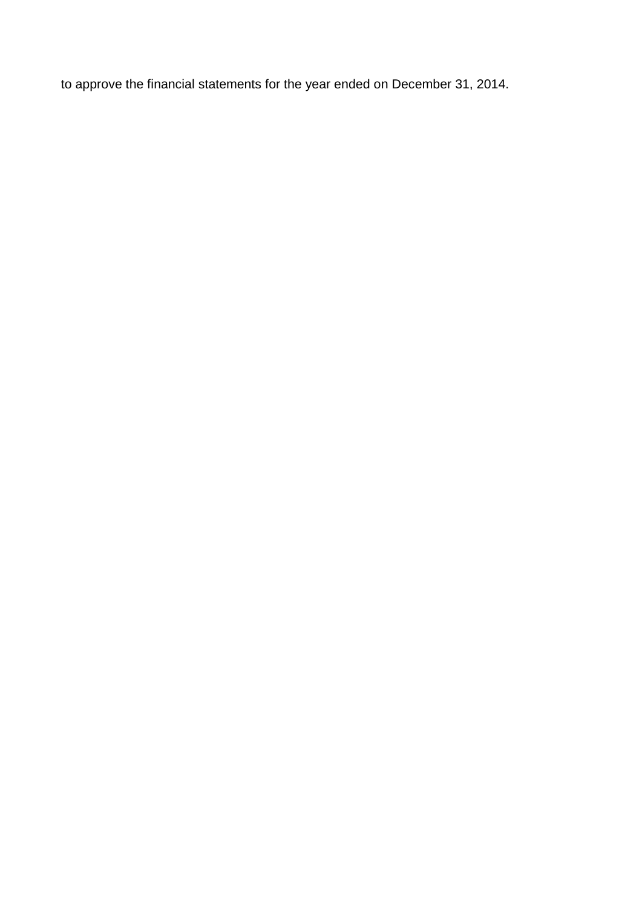to approve the financial statements for the year ended on December 31, 2014.